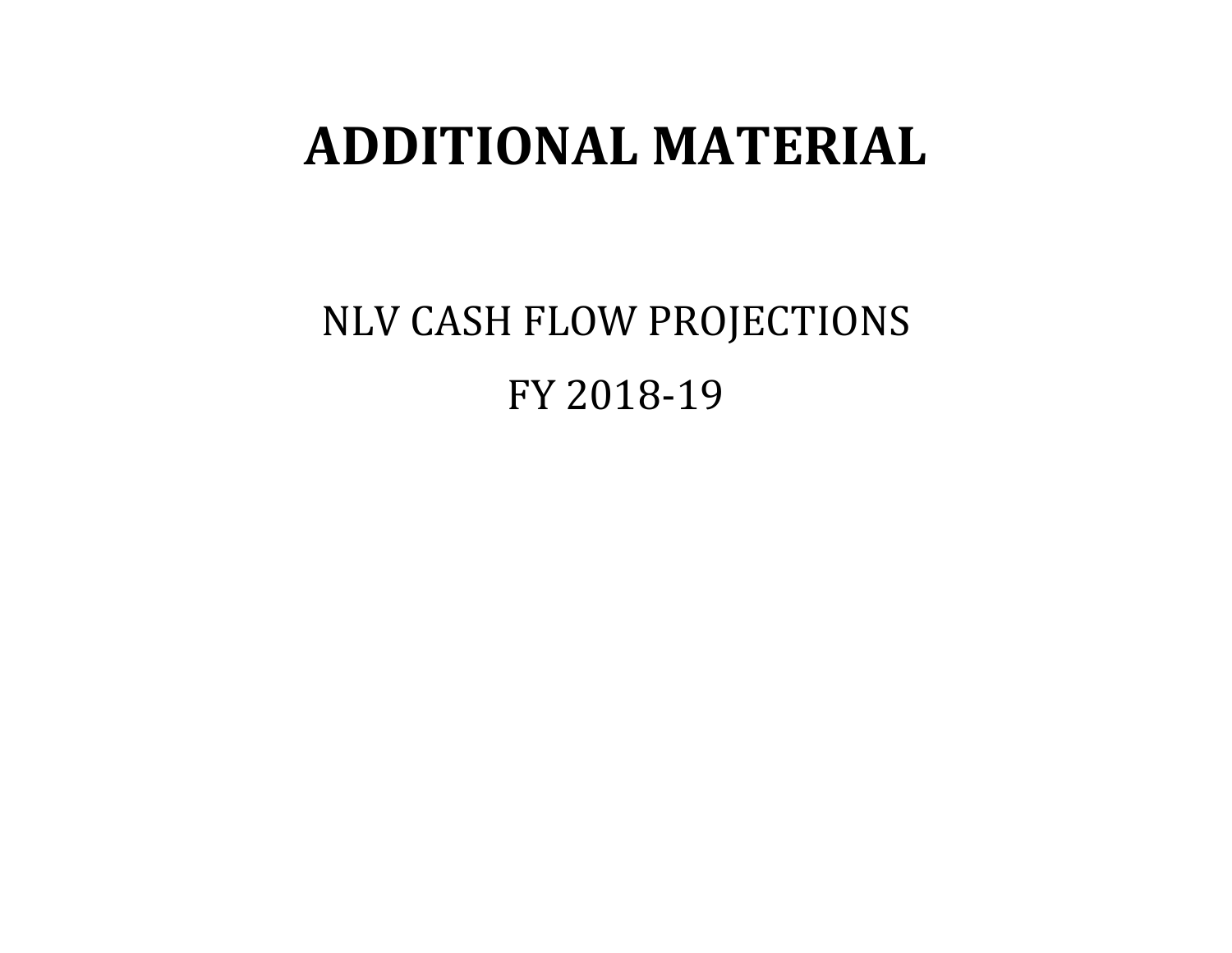# ADDITIONAL MATERIAL

NLV CASH FLOW PROJECTIONS

FY 2018-19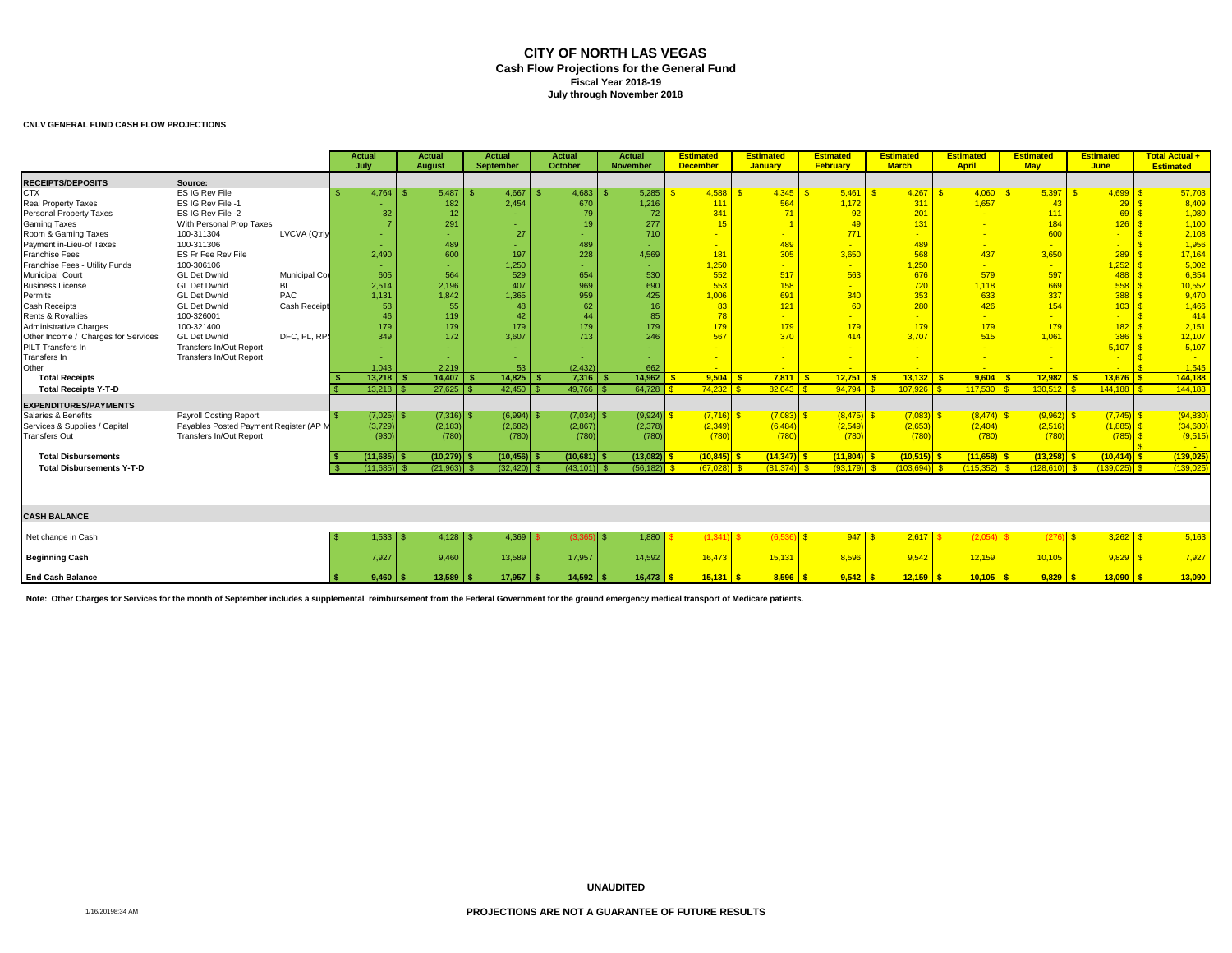# CITY OF NORTH LAS VEGAS

## Cash Flow Projections for the General Fund

### Fiscal Year 2018-19

### July through November 2018

**CNLV GENERAL FUND CASH FLOW PROJECTIONS**

| | | | Actual July | Actual August | Actual September | Actual October | Actual November | Estimated December | Estimated January | Estmated February | Estimated March | Estimated April | Estimated May | Estimated June | Total Actual + Estimated |
|---|---|---|---|---|---|---|---|---|---|---|---|---|---|---|---|
| **RECEIPTS/DEPOSITS** | **Source:** | | | | | | | | | | | | | | |
| CTX | ES IG Rev File | | $ 4,764 | $ 5,487 | $ 4,667 | $ 4,683 | $ 5,285 | $ 4,588 | $ 4,345 | $ 5,461 | $ 4,267 | $ 4,060 | $ 5,397 | $ 4,699 | $ 57,703 |
| Real Property Taxes | ES IG Rev File -1 | | - | 182 | 2,454 | 670 | 1,216 | 111 | 564 | 1,172 | 311 | 1,657 | 43 | 29 | $ 8,409 |
| Personal Property Taxes | ES IG Rev File -2 | | 32 | 12 | - | 79 | 72 | 341 | 71 | 92 | 201 | - | 111 | 69 | $ 1,080 |
| Gaming Taxes | With Personal Prop Taxes | | 7 | 291 | - | 19 | 277 | 15 | 1 | 49 | 131 | - | 184 | 126 | $ 1,100 |
| Room & Gaming Taxes | 100-311304 | LVCVA (Qtrly | - | - | 27 | - | 710 | - | - | 771 | - | - | 600 | - | $ 2,108 |
| Payment in-Lieu-of Taxes | 100-311306 | | - | 489 | - | 489 | - | - | 489 | - | 489 | - | - | - | $ 1,956 |
| Franchise Fees | ES Fr Fee Rev File | | 2,490 | 600 | 197 | 228 | 4,569 | 181 | 305 | 3,650 | 568 | 437 | 3,650 | 289 | $ 17,164 |
| Franchise Fees - Utility Funds | 100-306106 | | - | - | 1,250 | - | - | 1,250 | - | - | 1,250 | - | - | 1,252 | $ 5,002 |
| Municipal Court | GL Det Dwnld | Municipal Co | 605 | 564 | 529 | 654 | 530 | 552 | 517 | 563 | 676 | 579 | 597 | 488 | $ 6,854 |
| Business License | GL Det Dwnld | BL | 2,514 | 2,196 | 407 | 969 | 690 | 553 | 158 | - | 720 | 1,118 | 669 | 558 | $ 10,552 |
| Permits | GL Det Dwnld | PAC | 1,131 | 1,842 | 1,365 | 959 | 425 | 1,006 | 691 | 340 | 353 | 633 | 337 | 388 | $ 9,470 |
| Cash Receipts | GL Det Dwnld | Cash Receipt | 58 | 55 | 48 | 62 | 16 | 83 | 121 | 60 | 280 | 426 | 154 | 103 | $ 1,466 |
| Rents & Royalties | 100-326001 | | 46 | 119 | 42 | 44 | 85 | 78 | - | - | - | - | - | - | $ 414 |
| Administrative Charges | 100-321400 | | 179 | 179 | 179 | 179 | 179 | 179 | 179 | 179 | 179 | 179 | 179 | 182 | $ 2,151 |
| Other Income / Charges for Services | GL Det Dwnld | DFC, PL, RP | 349 | 172 | 3,607 | 713 | 246 | 567 | 370 | 414 | 3,707 | 515 | 1,061 | 386 | $ 12,107 |
| PILT Transfers In | Transfers In/Out Report | | - | - | - | - | - | - | - | - | - | - | - | 5,107 | $ 5,107 |
| Transfers In | Transfers In/Out Report | | - | - | - | - | - | - | - | - | - | - | - | - | $ - |
| Other | | | 1,043 | 2,219 | 53 | (2,432) | 662 | - | - | - | - | - | - | - | $ 1,545 |
| **Total Receipts** | | | **$ 13,218** | **$ 14,407** | **$ 14,825** | **$ 7,316** | **$ 14,962** | **$ 9,504** | **$ 7,811** | **$ 12,751** | **$ 13,132** | **$ 9,604** | **$ 12,982** | **$ 13,676** | **$ 144,188** |
| **Total Receipts Y-T-D** | | | $ 13,218 | $ 27,625 | $ 42,450 | $ 49,766 | $ 64,728 | $ 74,232 | $ 82,043 | $ 94,794 | $ 107,926 | $ 117,530 | $ 130,512 | $ 144,188 | $ 144,188 |
| **EXPENDITURES/PAYMENTS** | | | | | | | | | | | | | | | |
| Salaries & Benefits | Payroll Costing Report | | $ (7,025) | $ (7,316) | $ (6,994) | $ (7,034) | $ (9,924) | $ (7,716) | $ (7,083) | $ (8,475) | $ (7,083) | $ (8,474) | $ (9,962) | $ (7,745) | $ (94,830) |
| Services & Supplies / Capital | Payables Posted Payment Register (AP M | | (3,729) | (2,183) | (2,682) | (2,867) | (2,378) | (2,349) | (6,484) | (2,549) | (2,653) | (2,404) | (2,516) | (1,885) | $ (34,680) |
| Transfers Out | Transfers In/Out Report | | (930) | (780) | (780) | (780) | (780) | (780) | (780) | (780) | (780) | (780) | (780) | (785) | $ (9,515) |
| | | | | | | | | | | | | | | | $ - |
| **Total Disbursements** | | | **$ (11,685)** | **$ (10,279)** | **$ (10,456)** | **$ (10,681)** | **$ (13,082)** | **$ (10,845)** | **$ (14,347)** | **$ (11,804)** | **$ (10,515)** | **$ (11,658)** | **$ (13,258)** | **$ (10,414)** | **$ (139,025)** |
| **Total Disbursements Y-T-D** | | | $ (11,685) | $ (21,963) | $ (32,420) | $ (43,101) | $ (56,182) | $ (67,028) | $ (81,374) | $ (93,179) | $ (103,694) | $ (115,352) | $ (128,610) | $ (139,025) | $ (139,025) |
| **CASH BALANCE** | | | | | | | | | | | | | | | |
| Net change in Cash | | | $ 1,533 | $ 4,128 | $ 4,369 | $ (3,365) | $ 1,880 | $ (1,341) | $ (6,536) | $ 947 | $ 2,617 | $ (2,054) | $ (276) | $ 3,262 | $ 5,163 |
| **Beginning Cash** | | | 7,927 | 9,460 | 13,589 | 17,957 | 14,592 | 16,473 | 15,131 | 8,596 | 9,542 | 12,159 | 10,105 | 9,829 | $ 7,927 |
| **End Cash Balance** | | | **$ 9,460** | **$ 13,589** | **$ 17,957** | **$ 14,592** | **$ 16,473** | **$ 15,131** | **$ 8,596** | **$ 9,542** | **$ 12,159** | **$ 10,105** | **$ 9,829** | **$ 13,090** | **$ 13,090** |

**Note: Other Charges for Services for the month of September includes a supplemental reimbursement from the Federal Government for the ground emergency medical transport of Medicare patients.**

**UNAUDITED**

1/16/20198:34 AM

**PROJECTIONS ARE NOT A GUARANTEE OF FUTURE RESULTS**